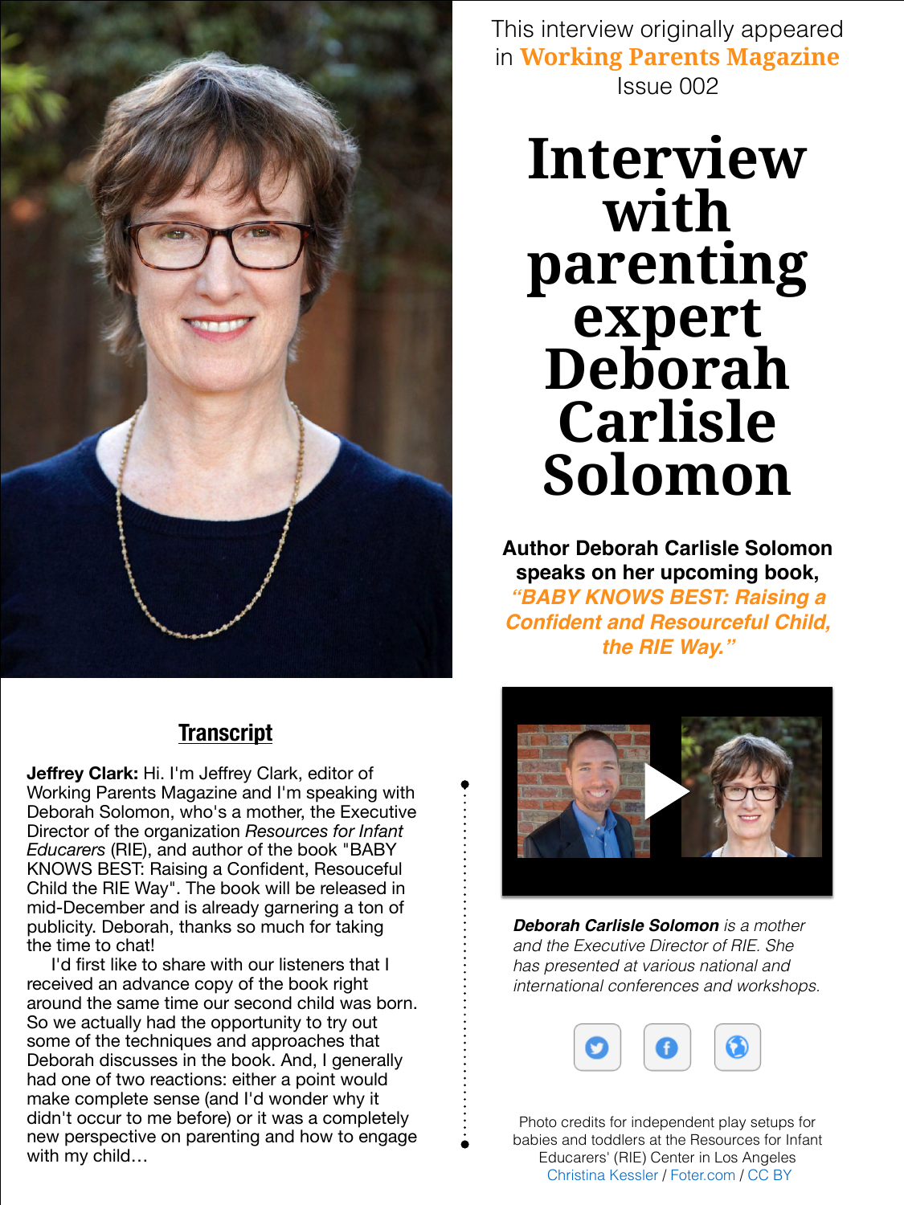This interview originally appeared in **Working Parents Magazine** Issue 002

# Interview with parenting expert Deborah Carlisle Solomon

**Author Deborah Carlisle Solomon speaks on her upcoming book, *"BABY KNOWS BEST: Raising a Confident and Resourceful Child, the RIE Way."***

*__Deborah Carlisle Solomon__ is a mother and the Executive Director of RIE. She has presented at various national and international conferences and workshops.*

Photo credits for independent play setups for babies and toddlers at the Resources for Infant Educarers' (RIE) Center in Los Angeles
Christina Kessler / Foter.com / CC BY

## Transcript

**Jeffrey Clark:** Hi. I'm Jeffrey Clark, editor of Working Parents Magazine and I'm speaking with Deborah Solomon, who's a mother, the Executive Director of the organization *Resources for Infant Educarers* (RIE), and author of the book "BABY KNOWS BEST: Raising a Confident, Resouceful Child the RIE Way". The book will be released in mid-December and is already garnering a ton of publicity. Deborah, thanks so much for taking the time to chat!

I'd first like to share with our listeners that I received an advance copy of the book right around the same time our second child was born. So we actually had the opportunity to try out some of the techniques and approaches that Deborah discusses in the book. And, I generally had one of two reactions: either a point would make complete sense (and I'd wonder why it didn't occur to me before) or it was a completely new perspective on parenting and how to engage with my child…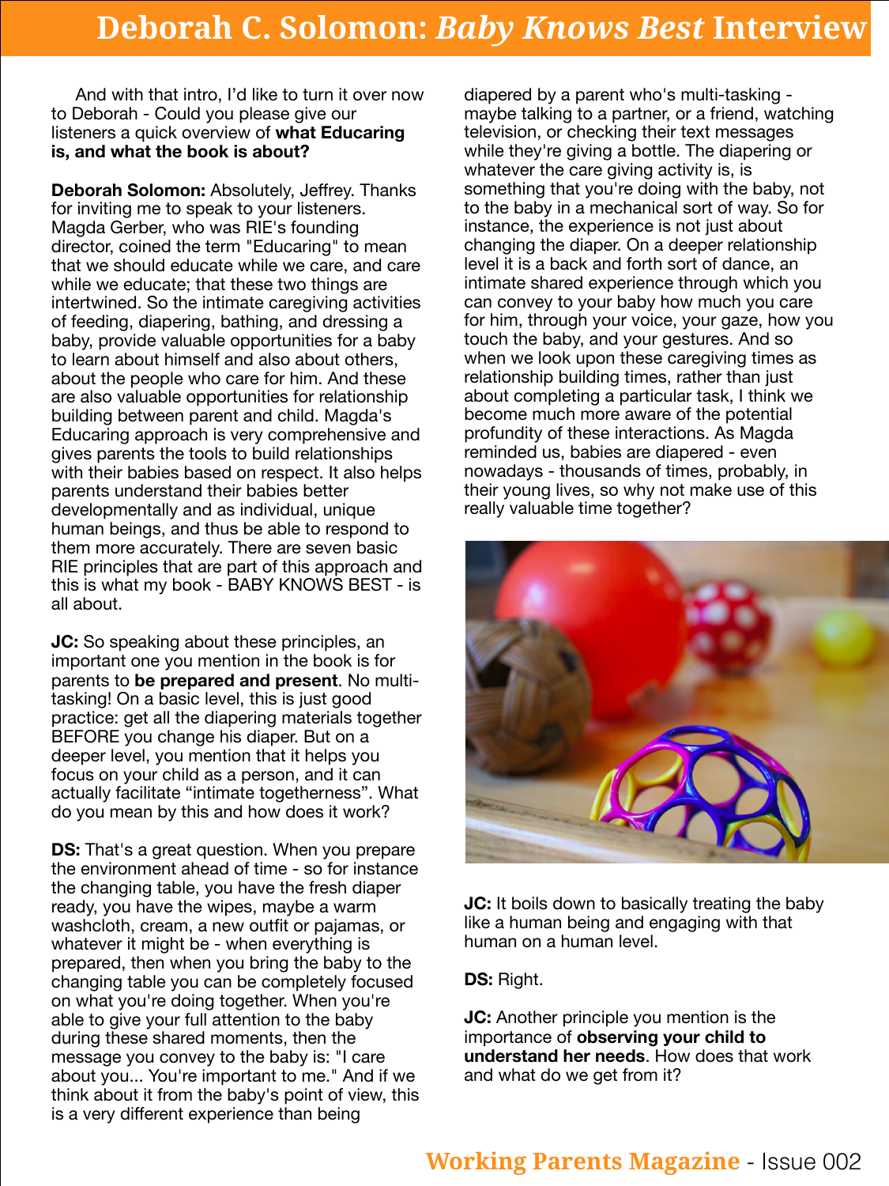# Deborah C. Solomon: *Baby Knows Best* Interview

And with that intro, I'd like to turn it over now to Deborah - Could you please give our listeners a quick overview of **what Educaring is, and what the book is about?**

**Deborah Solomon:** Absolutely, Jeffrey. Thanks for inviting me to speak to your listeners. Magda Gerber, who was RIE's founding director, coined the term "Educaring" to mean that we should educate while we care, and care while we educate; that these two things are intertwined. So the intimate caregiving activities of feeding, diapering, bathing, and dressing a baby, provide valuable opportunities for a baby to learn about himself and also about others, about the people who care for him. And these are also valuable opportunities for relationship building between parent and child. Magda's Educaring approach is very comprehensive and gives parents the tools to build relationships with their babies based on respect. It also helps parents understand their babies better developmentally and as individual, unique human beings, and thus be able to respond to them more accurately. There are seven basic RIE principles that are part of this approach and this is what my book - BABY KNOWS BEST - is all about.

**JC:** So speaking about these principles, an important one you mention in the book is for parents to **be prepared and present**. No multi-tasking! On a basic level, this is just good practice: get all the diapering materials together BEFORE you change his diaper. But on a deeper level, you mention that it helps you focus on your child as a person, and it can actually facilitate "intimate togetherness". What do you mean by this and how does it work?

**DS:** That's a great question. When you prepare the environment ahead of time - so for instance the changing table, you have the fresh diaper ready, you have the wipes, maybe a warm washcloth, cream, a new outfit or pajamas, or whatever it might be - when everything is prepared, then when you bring the baby to the changing table you can be completely focused on what you're doing together. When you're able to give your full attention to the baby during these shared moments, then the message you convey to the baby is: "I care about you... You're important to me." And if we think about it from the baby's point of view, this is a very different experience than being diapered by a parent who's multi-tasking - maybe talking to a partner, or a friend, watching television, or checking their text messages while they're giving a bottle. The diapering or whatever the care giving activity is, is something that you're doing with the baby, not to the baby in a mechanical sort of way. So for instance, the experience is not just about changing the diaper. On a deeper relationship level it is a back and forth sort of dance, an intimate shared experience through which you can convey to your baby how much you care for him, through your voice, your gaze, how you touch the baby, and your gestures. And so when we look upon these caregiving times as relationship building times, rather than just about completing a particular task, I think we become much more aware of the potential profundity of these interactions. As Magda reminded us, babies are diapered - even nowadays - thousands of times, probably, in their young lives, so why not make use of this really valuable time together?

**JC:** It boils down to basically treating the baby like a human being and engaging with that human on a human level.

**DS:** Right.

**JC:** Another principle you mention is the importance of **observing your child to understand her needs**. How does that work and what do we get from it?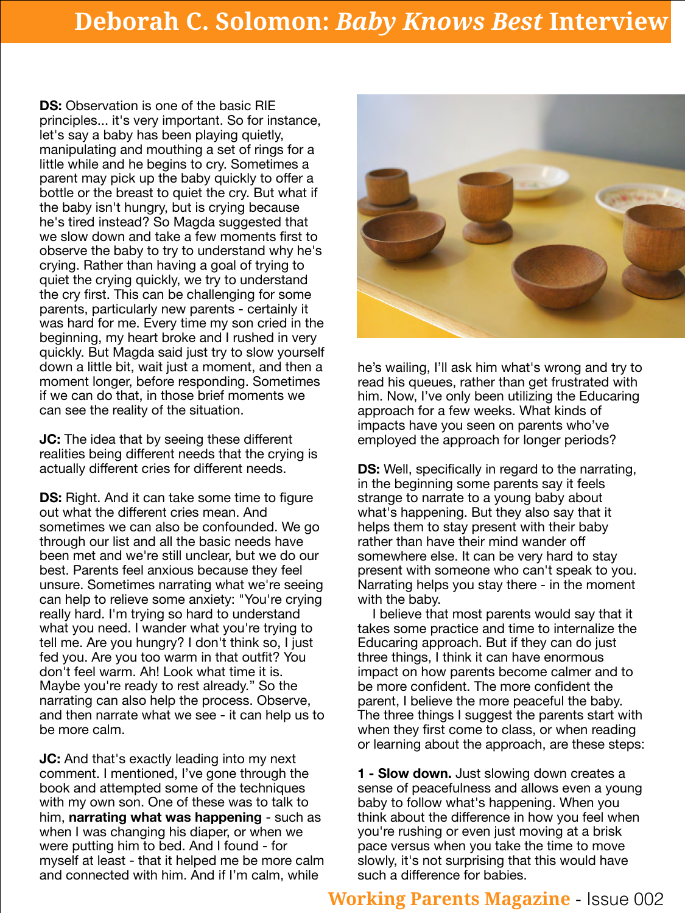**DS:** Observation is one of the basic RIE principles... it's very important. So for instance, let's say a baby has been playing quietly, manipulating and mouthing a set of rings for a little while and he begins to cry. Sometimes a parent may pick up the baby quickly to offer a bottle or the breast to quiet the cry. But what if the baby isn't hungry, but is crying because he's tired instead? So Magda suggested that we slow down and take a few moments first to observe the baby to try to understand why he's crying. Rather than having a goal of trying to quiet the crying quickly, we try to understand the cry first. This can be challenging for some parents, particularly new parents - certainly it was hard for me. Every time my son cried in the beginning, my heart broke and I rushed in very quickly. But Magda said just try to slow yourself down a little bit, wait just a moment, and then a moment longer, before responding. Sometimes if we can do that, in those brief moments we can see the reality of the situation.

**JC:** The idea that by seeing these different realities being different needs that the crying is actually different cries for different needs.

**DS:** Right. And it can take some time to figure out what the different cries mean. And sometimes we can also be confounded. We go through our list and all the basic needs have been met and we're still unclear, but we do our best. Parents feel anxious because they feel unsure. Sometimes narrating what we're seeing can help to relieve some anxiety: "You're crying really hard. I'm trying so hard to understand what you need. I wander what you're trying to tell me. Are you hungry? I don't think so, I just fed you. Are you too warm in that outfit? You don't feel warm. Ah! Look what time it is. Maybe you're ready to rest already." So the narrating can also help the process. Observe, and then narrate what we see - it can help us to be more calm.

**JC:** And that's exactly leading into my next comment. I mentioned, I've gone through the book and attempted some of the techniques with my own son. One of these was to talk to him, **narrating what was happening** - such as when I was changing his diaper, or when we were putting him to bed. And I found - for myself at least - that it helped me be more calm and connected with him. And if I'm calm, while he's wailing, I'll ask him what's wrong and try to read his queues, rather than get frustrated with him. Now, I've only been utilizing the Educaring approach for a few weeks. What kinds of impacts have you seen on parents who've employed the approach for longer periods?

**DS:** Well, specifically in regard to the narrating, in the beginning some parents say it feels strange to narrate to a young baby about what's happening. But they also say that it helps them to stay present with their baby rather than have their mind wander off somewhere else. It can be very hard to stay present with someone who can't speak to you. Narrating helps you stay there - in the moment with the baby.

I believe that most parents would say that it takes some practice and time to internalize the Educaring approach. But if they can do just three things, I think it can have enormous impact on how parents become calmer and to be more confident. The more confident the parent, I believe the more peaceful the baby. The three things I suggest the parents start with when they first come to class, or when reading or learning about the approach, are these steps:

**1 - Slow down.** Just slowing down creates a sense of peacefulness and allows even a young baby to follow what's happening. When you think about the difference in how you feel when you're rushing or even just moving at a brisk pace versus when you take the time to move slowly, it's not surprising that this would have such a difference for babies.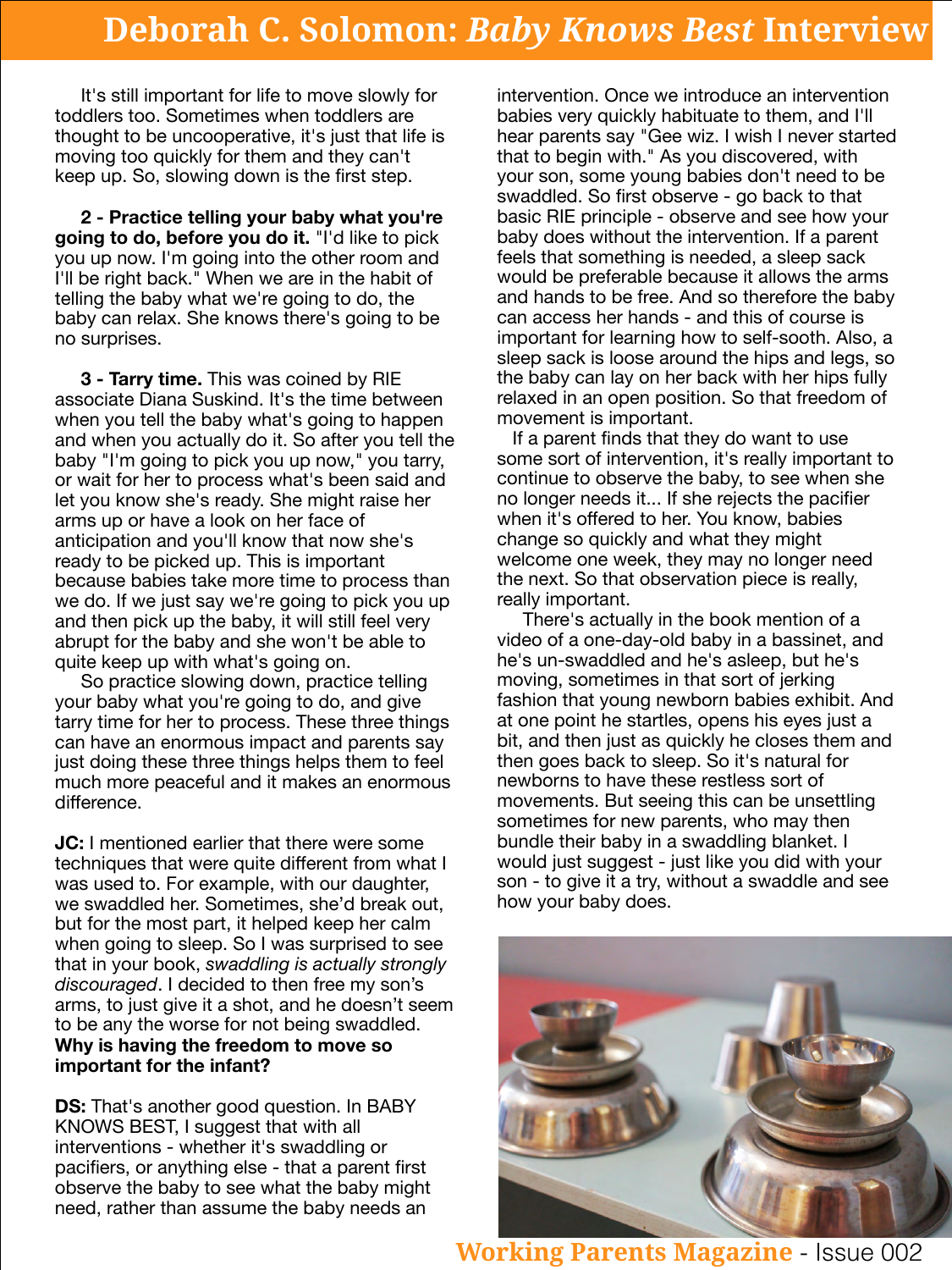It's still important for life to move slowly for toddlers too. Sometimes when toddlers are thought to be uncooperative, it's just that life is moving too quickly for them and they can't keep up. So, slowing down is the first step.

**2 - Practice telling your baby what you're going to do, before you do it.** "I'd like to pick you up now. I'm going into the other room and I'll be right back." When we are in the habit of telling the baby what we're going to do, the baby can relax. She knows there's going to be no surprises.

**3 - Tarry time.** This was coined by RIE associate Diana Suskind. It's the time between when you tell the baby what's going to happen and when you actually do it. So after you tell the baby "I'm going to pick you up now," you tarry, or wait for her to process what's been said and let you know she's ready. She might raise her arms up or have a look on her face of anticipation and you'll know that now she's ready to be picked up. This is important because babies take more time to process than we do. If we just say we're going to pick you up and then pick up the baby, it will still feel very abrupt for the baby and she won't be able to quite keep up with what's going on.

So practice slowing down, practice telling your baby what you're going to do, and give tarry time for her to process. These three things can have an enormous impact and parents say just doing these three things helps them to feel much more peaceful and it makes an enormous difference.

**JC:** I mentioned earlier that there were some techniques that were quite different from what I was used to. For example, with our daughter, we swaddled her. Sometimes, she'd break out, but for the most part, it helped keep her calm when going to sleep. So I was surprised to see that in your book, *swaddling is actually strongly discouraged*. I decided to then free my son's arms, to just give it a shot, and he doesn't seem to be any the worse for not being swaddled. **Why is having the freedom to move so important for the infant?**

**DS:** That's another good question. In BABY KNOWS BEST, I suggest that with all interventions - whether it's swaddling or pacifiers, or anything else - that a parent first observe the baby to see what the baby might need, rather than assume the baby needs an intervention. Once we introduce an intervention babies very quickly habituate to them, and I'll hear parents say "Gee wiz. I wish I never started that to begin with." As you discovered, with your son, some young babies don't need to be swaddled. So first observe - go back to that basic RIE principle - observe and see how your baby does without the intervention. If a parent feels that something is needed, a sleep sack would be preferable because it allows the arms and hands to be free. And so therefore the baby can access her hands - and this of course is important for learning how to self-sooth. Also, a sleep sack is loose around the hips and legs, so the baby can lay on her back with her hips fully relaxed in an open position. So that freedom of movement is important.

If a parent finds that they do want to use some sort of intervention, it's really important to continue to observe the baby, to see when she no longer needs it... If she rejects the pacifier when it's offered to her. You know, babies change so quickly and what they might welcome one week, they may no longer need the next. So that observation piece is really, really important.

There's actually in the book mention of a video of a one-day-old baby in a bassinet, and he's un-swaddled and he's asleep, but he's moving, sometimes in that sort of jerking fashion that young newborn babies exhibit. And at one point he startles, opens his eyes just a bit, and then just as quickly he closes them and then goes back to sleep. So it's natural for newborns to have these restless sort of movements. But seeing this can be unsettling sometimes for new parents, who may then bundle their baby in a swaddling blanket. I would just suggest - just like you did with your son - to give it a try, without a swaddle and see how your baby does.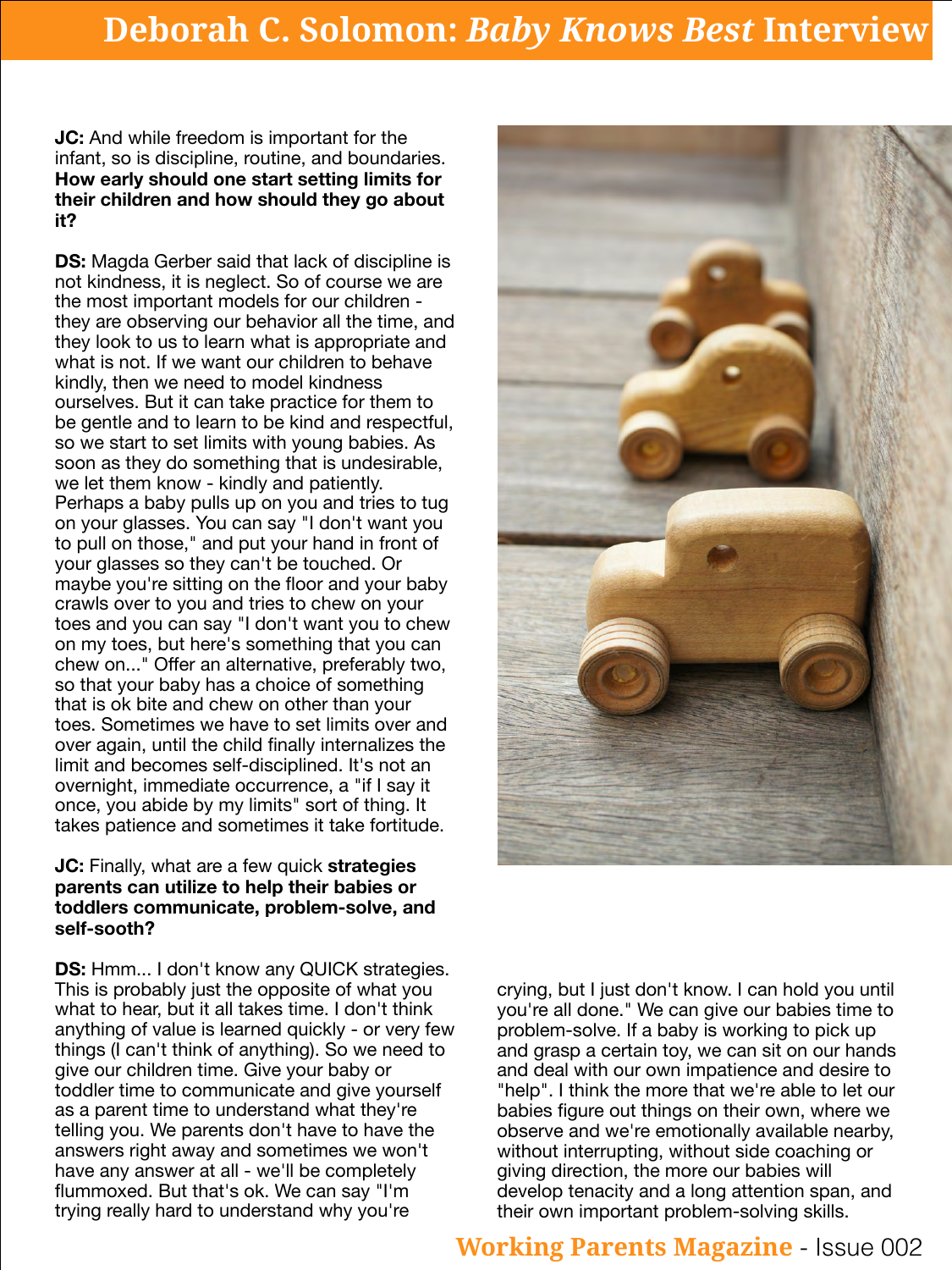# Deborah C. Solomon: *Baby Knows Best* Interview

**JC:** And while freedom is important for the infant, so is discipline, routine, and boundaries. **How early should one start setting limits for their children and how should they go about it?**

**DS:** Magda Gerber said that lack of discipline is not kindness, it is neglect. So of course we are the most important models for our children - they are observing our behavior all the time, and they look to us to learn what is appropriate and what is not. If we want our children to behave kindly, then we need to model kindness ourselves. But it can take practice for them to be gentle and to learn to be kind and respectful, so we start to set limits with young babies. As soon as they do something that is undesirable, we let them know - kindly and patiently. Perhaps a baby pulls up on you and tries to tug on your glasses. You can say "I don't want you to pull on those," and put your hand in front of your glasses so they can't be touched. Or maybe you're sitting on the floor and your baby crawls over to you and tries to chew on your toes and you can say "I don't want you to chew on my toes, but here's something that you can chew on..." Offer an alternative, preferably two, so that your baby has a choice of something that is ok bite and chew on other than your toes. Sometimes we have to set limits over and over again, until the child finally internalizes the limit and becomes self-disciplined. It's not an overnight, immediate occurrence, a "if I say it once, you abide by my limits" sort of thing. It takes patience and sometimes it take fortitude.

**JC:** Finally, what are a few quick **strategies parents can utilize to help their babies or toddlers communicate, problem-solve, and self-sooth?**

**DS:** Hmm... I don't know any QUICK strategies. This is probably just the opposite of what you what to hear, but it all takes time. I don't think anything of value is learned quickly - or very few things (I can't think of anything). So we need to give our children time. Give your baby or toddler time to communicate and give yourself as a parent time to understand what they're telling you. We parents don't have to have the answers right away and sometimes we won't have any answer at all - we'll be completely flummoxed. But that's ok. We can say "I'm trying really hard to understand why you're crying, but I just don't know. I can hold you until you're all done." We can give our babies time to problem-solve. If a baby is working to pick up and grasp a certain toy, we can sit on our hands and deal with our own impatience and desire to "help". I think the more that we're able to let our babies figure out things on their own, where we observe and we're emotionally available nearby, without interrupting, without side coaching or giving direction, the more our babies will develop tenacity and a long attention span, and their own important problem-solving skills.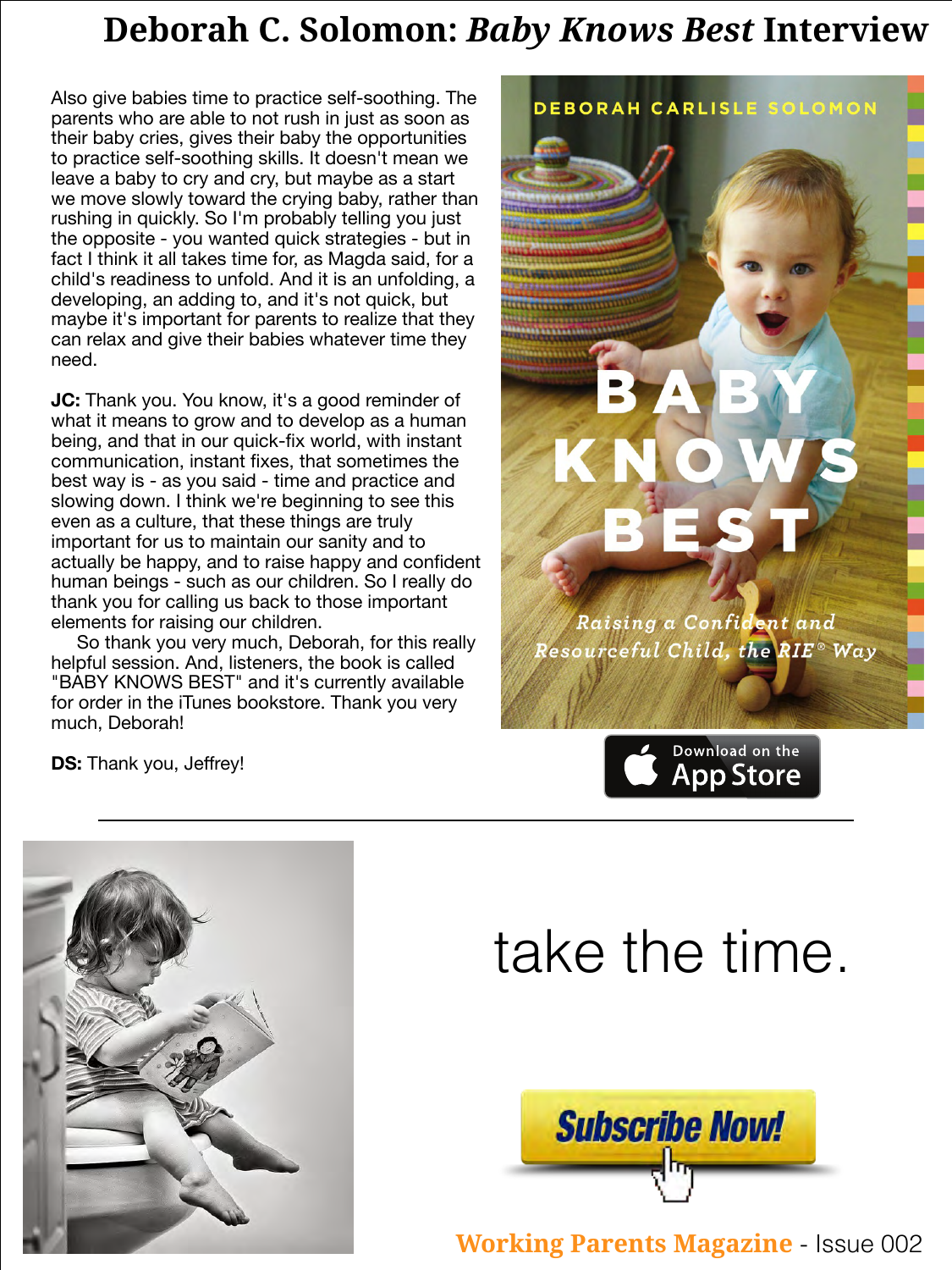# Deborah C. Solomon: *Baby Knows Best* Interview

Also give babies time to practice self-soothing. The parents who are able to not rush in just as soon as their baby cries, gives their baby the opportunities to practice self-soothing skills. It doesn't mean we leave a baby to cry and cry, but maybe as a start we move slowly toward the crying baby, rather than rushing in quickly. So I'm probably telling you just the opposite - you wanted quick strategies - but in fact I think it all takes time for, as Magda said, for a child's readiness to unfold. And it is an unfolding, a developing, an adding to, and it's not quick, but maybe it's important for parents to realize that they can relax and give their babies whatever time they need.

**JC:** Thank you. You know, it's a good reminder of what it means to grow and to develop as a human being, and that in our quick-fix world, with instant communication, instant fixes, that sometimes the best way is - as you said - time and practice and slowing down. I think we're beginning to see this even as a culture, that these things are truly important for us to maintain our sanity and to actually be happy, and to raise happy and confident human beings - such as our children. So I really do thank you for calling us back to those important elements for raising our children.

So thank you very much, Deborah, for this really helpful session. And, listeners, the book is called "BABY KNOWS BEST" and it's currently available for order in the iTunes bookstore. Thank you very much, Deborah!

**DS:** Thank you, Jeffrey!

DEBORAH CARLISLE SOLOMON

BABY KNOWS BEST

*Raising a Confident and Resourceful Child, the RIE® Way*

Download on the App Store

---

take the time.

Subscribe Now!